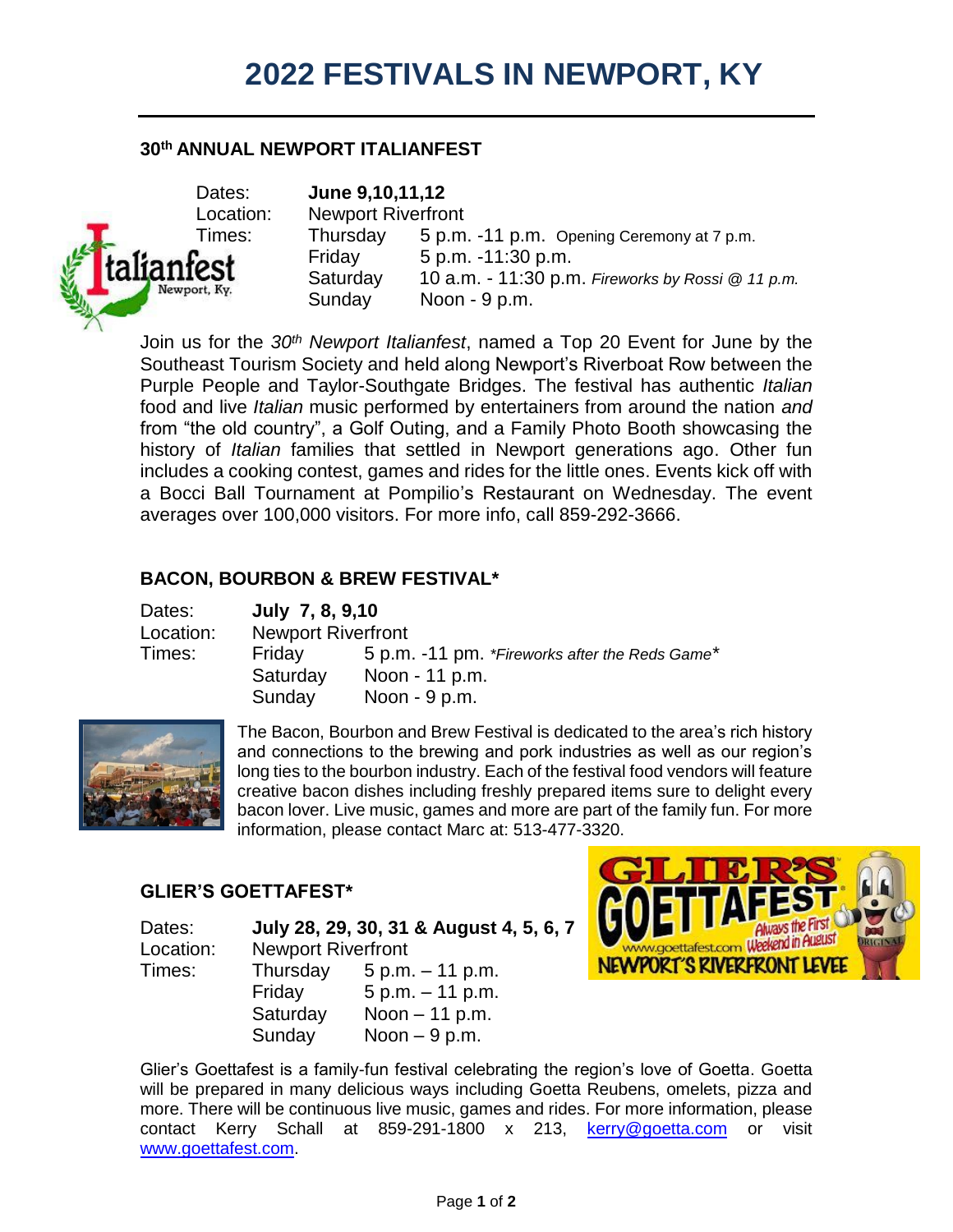# 2022 FESTIVALS IN NEWPORT, KY

### 30th ANNUAL NEWPORT ITALIANFEST

Dates: **June 9,10,11,12**
Location: Newport Riverfront
Times:

| | |
|---|---|
| Thursday | 5 p.m. -11 p.m. Opening Ceremony at 7 p.m. |
| Friday | 5 p.m. -11:30 p.m. |
| Saturday | 10 a.m. - 11:30 p.m. *Fireworks by Rossi @ 11 p.m.* |
| Sunday | Noon - 9 p.m. |

Join us for the *30th Newport Italianfest*, named a Top 20 Event for June by the Southeast Tourism Society and held along Newport's Riverboat Row between the Purple People and Taylor-Southgate Bridges. The festival has authentic *Italian* food and live *Italian* music performed by entertainers from around the nation *and* from "the old country", a Golf Outing, and a Family Photo Booth showcasing the history of *Italian* families that settled in Newport generations ago. Other fun includes a cooking contest, games and rides for the little ones. Events kick off with a Bocci Ball Tournament at Pompilio's Restaurant on Wednesday. The event averages over 100,000 visitors. For more info, call 859-292-3666.

### BACON, BOURBON & BREW FESTIVAL*

Dates: **July 7, 8, 9,10**
Location: Newport Riverfront
Times:

| | |
|---|---|
| Friday | 5 p.m. -11 pm. *\*Fireworks after the Reds Game\** |
| Saturday | Noon - 11 p.m. |
| Sunday | Noon - 9 p.m. |

The Bacon, Bourbon and Brew Festival is dedicated to the area's rich history and connections to the brewing and pork industries as well as our region's long ties to the bourbon industry. Each of the festival food vendors will feature creative bacon dishes including freshly prepared items sure to delight every bacon lover. Live music, games and more are part of the family fun. For more information, please contact Marc at: 513-477-3320.

### GLIER'S GOETTAFEST*

Dates: **July 28, 29, 30, 31 & August 4, 5, 6, 7**
Location: Newport Riverfront
Times:

| | |
|---|---|
| Thursday | 5 p.m. – 11 p.m. |
| Friday | 5 p.m. – 11 p.m. |
| Saturday | Noon – 11 p.m. |
| Sunday | Noon – 9 p.m. |

Glier's Goettafest is a family-fun festival celebrating the region's love of Goetta. Goetta will be prepared in many delicious ways including Goetta Reubens, omelets, pizza and more. There will be continuous live music, games and rides. For more information, please contact Kerry Schall at 859-291-1800 x 213, kerry@goetta.com or visit www.goettafest.com.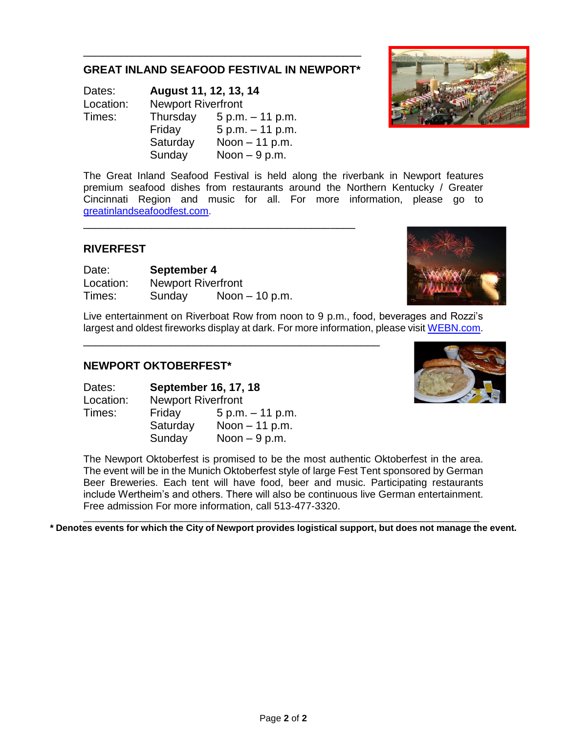## GREAT INLAND SEAFOOD FESTIVAL IN NEWPORT*

| | | |
|---|---|---|
| Dates: | **August 11, 12, 13, 14** | |
| Location: | Newport Riverfront | |
| Times: | Thursday | 5 p.m. – 11 p.m. |
| | Friday | 5 p.m. – 11 p.m. |
| | Saturday | Noon – 11 p.m. |
| | Sunday | Noon – 9 p.m. |

The Great Inland Seafood Festival is held along the riverbank in Newport features premium seafood dishes from restaurants around the Northern Kentucky / Greater Cincinnati Region and music for all. For more information, please go to greatinlandseafoodfest.com.

## RIVERFEST

| | | |
|---|---|---|
| Date: | **September 4** | |
| Location: | Newport Riverfront | |
| Times: | Sunday | Noon – 10 p.m. |

Live entertainment on Riverboat Row from noon to 9 p.m., food, beverages and Rozzi's largest and oldest fireworks display at dark. For more information, please visit WEBN.com.

## NEWPORT OKTOBERFEST*

| | | |
|---|---|---|
| Dates: | **September 16, 17, 18** | |
| Location: | Newport Riverfront | |
| Times: | Friday | 5 p.m. – 11 p.m. |
| | Saturday | Noon – 11 p.m. |
| | Sunday | Noon – 9 p.m. |

The Newport Oktoberfest is promised to be the most authentic Oktoberfest in the area. The event will be in the Munich Oktoberfest style of large Fest Tent sponsored by German Beer Breweries. Each tent will have food, beer and music. Participating restaurants include Wertheim's and others. There will also be continuous live German entertainment. Free admission For more information, call 513-477-3320.

**\* Denotes events for which the City of Newport provides logistical support, but does not manage the event.**